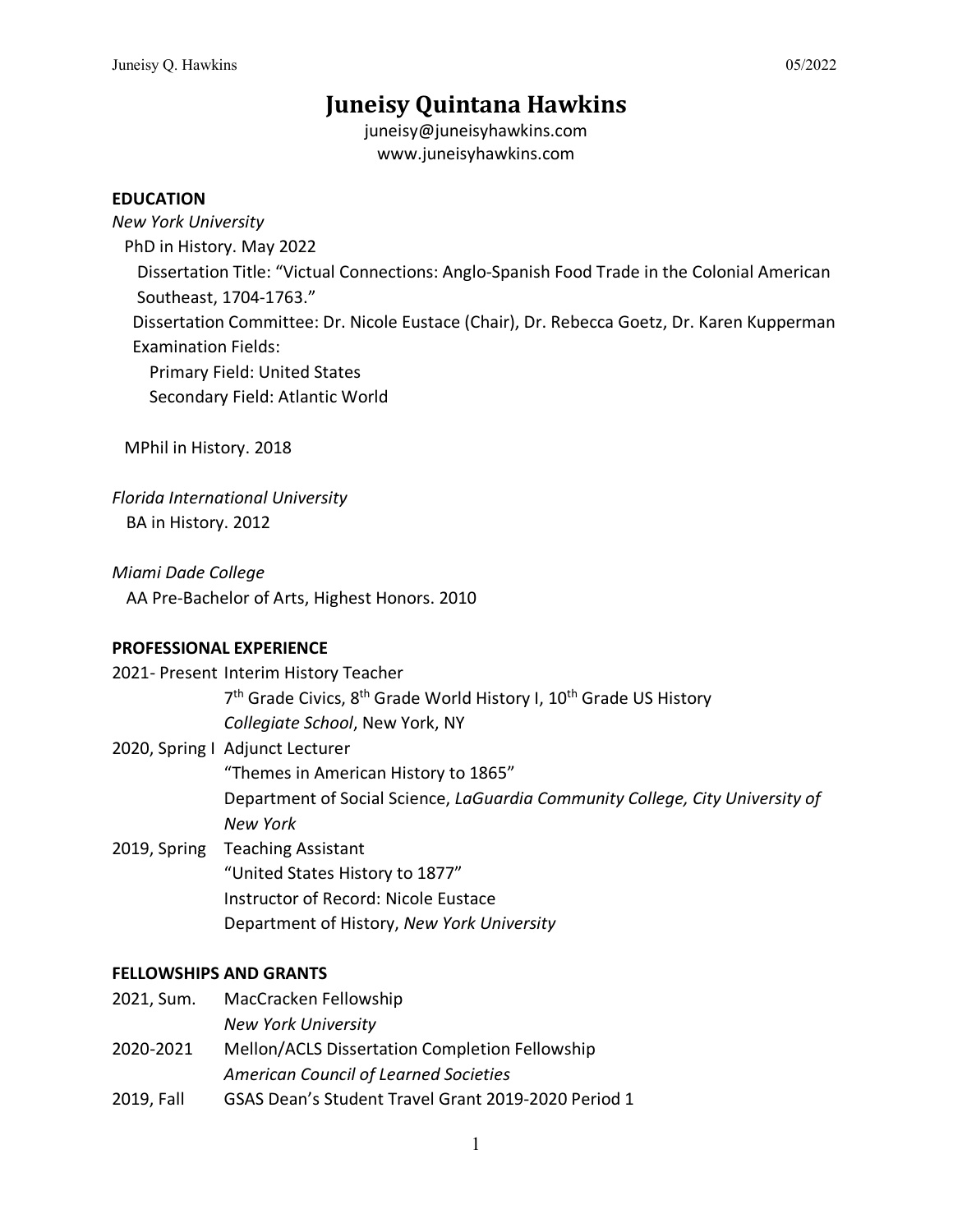# Juneisy Quintana Hawkins

juneisy@juneisyhawkins.com
www.juneisyhawkins.com

## EDUCATION

*New York University*

PhD in History. May 2022

Dissertation Title: "Victual Connections: Anglo-Spanish Food Trade in the Colonial American Southeast, 1704-1763."

Dissertation Committee: Dr. Nicole Eustace (Chair), Dr. Rebecca Goetz, Dr. Karen Kupperman

Examination Fields:

- Primary Field: United States
- Secondary Field: Atlantic World

MPhil in History. 2018

*Florida International University*

BA in History. 2012

*Miami Dade College*

AA Pre-Bachelor of Arts, Highest Honors. 2010

## PROFESSIONAL EXPERIENCE

2021- Present Interim History Teacher
7th Grade Civics, 8th Grade World History I, 10th Grade US History
*Collegiate School*, New York, NY

2020, Spring I Adjunct Lecturer
"Themes in American History to 1865"
Department of Social Science, *LaGuardia Community College, City University of New York*

2019, Spring Teaching Assistant
"United States History to 1877"
Instructor of Record: Nicole Eustace
Department of History, *New York University*

## FELLOWSHIPS AND GRANTS

2021, Sum. MacCracken Fellowship
*New York University*

2020-2021 Mellon/ACLS Dissertation Completion Fellowship
*American Council of Learned Societies*

2019, Fall GSAS Dean's Student Travel Grant 2019-2020 Period 1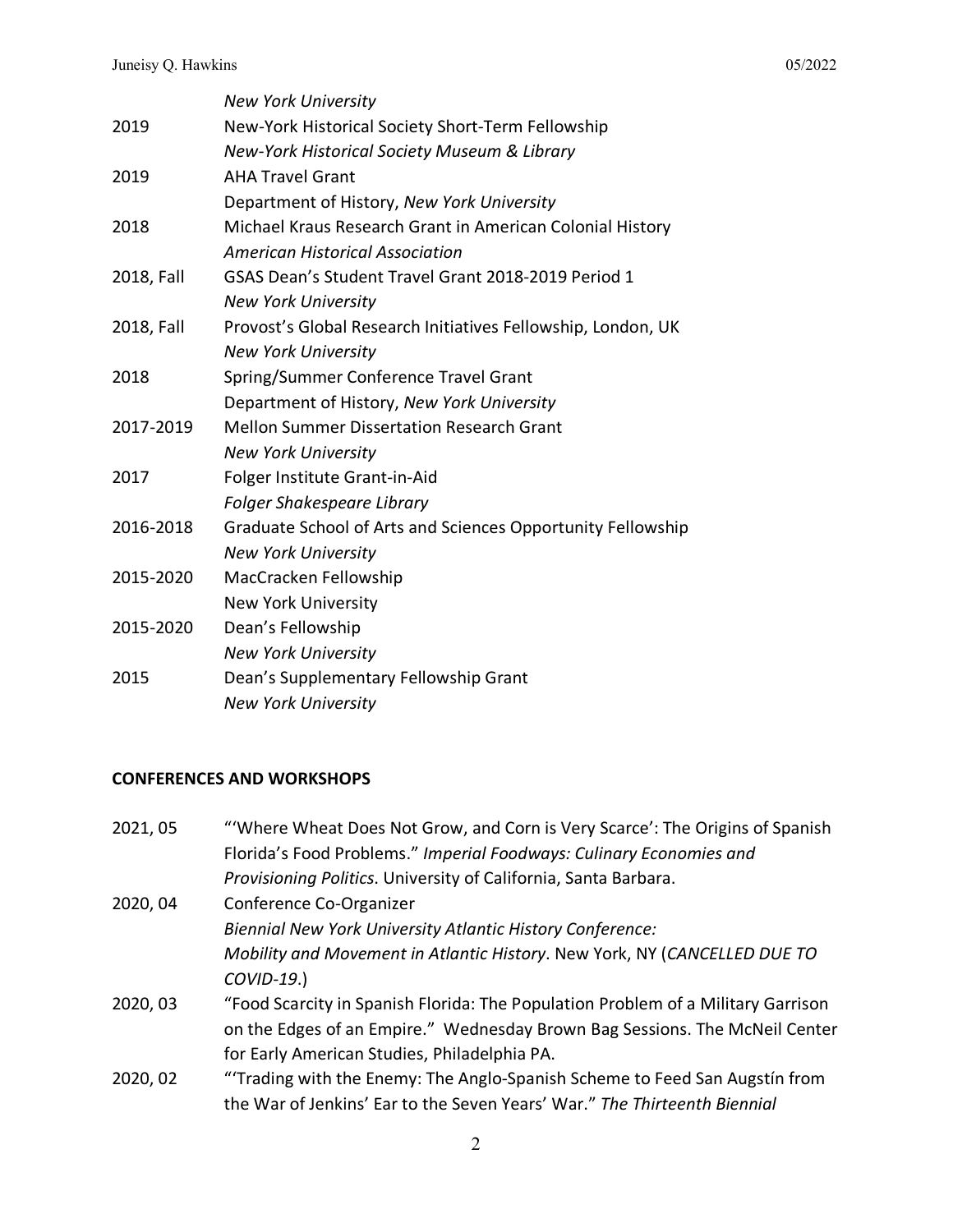*New York University*

2019 New-York Historical Society Short-Term Fellowship
*New-York Historical Society Museum & Library*

2019 AHA Travel Grant
Department of History, *New York University*

2018 Michael Kraus Research Grant in American Colonial History
*American Historical Association*

2018, Fall GSAS Dean's Student Travel Grant 2018-2019 Period 1
*New York University*

2018, Fall Provost's Global Research Initiatives Fellowship, London, UK
*New York University*

2018 Spring/Summer Conference Travel Grant
Department of History, *New York University*

2017-2019 Mellon Summer Dissertation Research Grant
*New York University*

2017 Folger Institute Grant-in-Aid
*Folger Shakespeare Library*

2016-2018 Graduate School of Arts and Sciences Opportunity Fellowship
*New York University*

2015-2020 MacCracken Fellowship
New York University

2015-2020 Dean's Fellowship
*New York University*

2015 Dean's Supplementary Fellowship Grant
*New York University*

**CONFERENCES AND WORKSHOPS**

2021, 05 "'Where Wheat Does Not Grow, and Corn is Very Scarce': The Origins of Spanish Florida's Food Problems." *Imperial Foodways: Culinary Economies and Provisioning Politics*. University of California, Santa Barbara.

2020, 04 Conference Co-Organizer
*Biennial New York University Atlantic History Conference: Mobility and Movement in Atlantic History*. New York, NY (*CANCELLED DUE TO COVID-19*.)

2020, 03 "Food Scarcity in Spanish Florida: The Population Problem of a Military Garrison on the Edges of an Empire." Wednesday Brown Bag Sessions. The McNeil Center for Early American Studies, Philadelphia PA.

2020, 02 "'Trading with the Enemy: The Anglo-Spanish Scheme to Feed San Augstín from the War of Jenkins' Ear to the Seven Years' War." *The Thirteenth Biennial*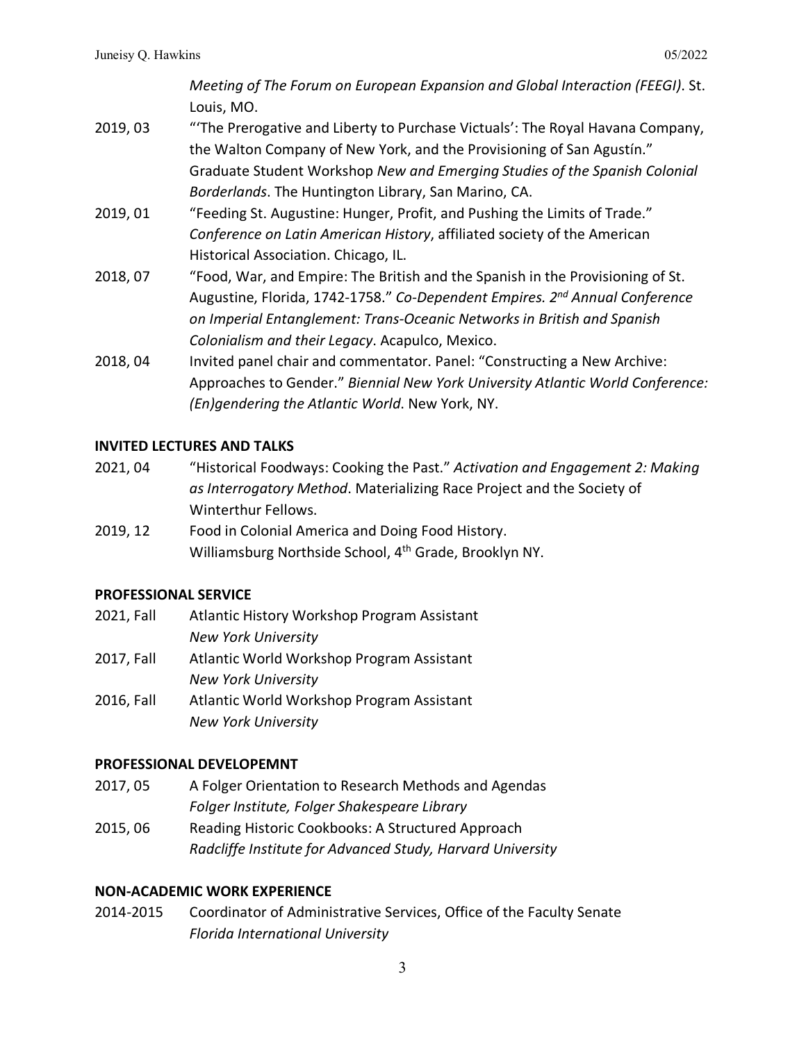*Meeting of The Forum on European Expansion and Global Interaction (FEEGI)*. St. Louis, MO.

2019, 03 — "'The Prerogative and Liberty to Purchase Victuals': The Royal Havana Company, the Walton Company of New York, and the Provisioning of San Agustín." Graduate Student Workshop *New and Emerging Studies of the Spanish Colonial Borderlands*. The Huntington Library, San Marino, CA.

2019, 01 — "Feeding St. Augustine: Hunger, Profit, and Pushing the Limits of Trade." *Conference on Latin American History*, affiliated society of the American Historical Association. Chicago, IL.

2018, 07 — "Food, War, and Empire: The British and the Spanish in the Provisioning of St. Augustine, Florida, 1742-1758." *Co-Dependent Empires. 2nd Annual Conference on Imperial Entanglement: Trans-Oceanic Networks in British and Spanish Colonialism and their Legacy*. Acapulco, Mexico.

2018, 04 — Invited panel chair and commentator. Panel: "Constructing a New Archive: Approaches to Gender." *Biennial New York University Atlantic World Conference: (En)gendering the Atlantic World*. New York, NY.

**INVITED LECTURES AND TALKS**

2021, 04 — "Historical Foodways: Cooking the Past." *Activation and Engagement 2: Making as Interrogatory Method*. Materializing Race Project and the Society of Winterthur Fellows.

2019, 12 — Food in Colonial America and Doing Food History. Williamsburg Northside School, 4th Grade, Brooklyn NY.

**PROFESSIONAL SERVICE**

2021, Fall — Atlantic History Workshop Program Assistant
*New York University*

2017, Fall — Atlantic World Workshop Program Assistant
*New York University*

2016, Fall — Atlantic World Workshop Program Assistant
*New York University*

**PROFESSIONAL DEVELOPEMNT**

2017, 05 — A Folger Orientation to Research Methods and Agendas
*Folger Institute, Folger Shakespeare Library*

2015, 06 — Reading Historic Cookbooks: A Structured Approach
*Radcliffe Institute for Advanced Study, Harvard University*

**NON-ACADEMIC WORK EXPERIENCE**

2014-2015 — Coordinator of Administrative Services, Office of the Faculty Senate
*Florida International University*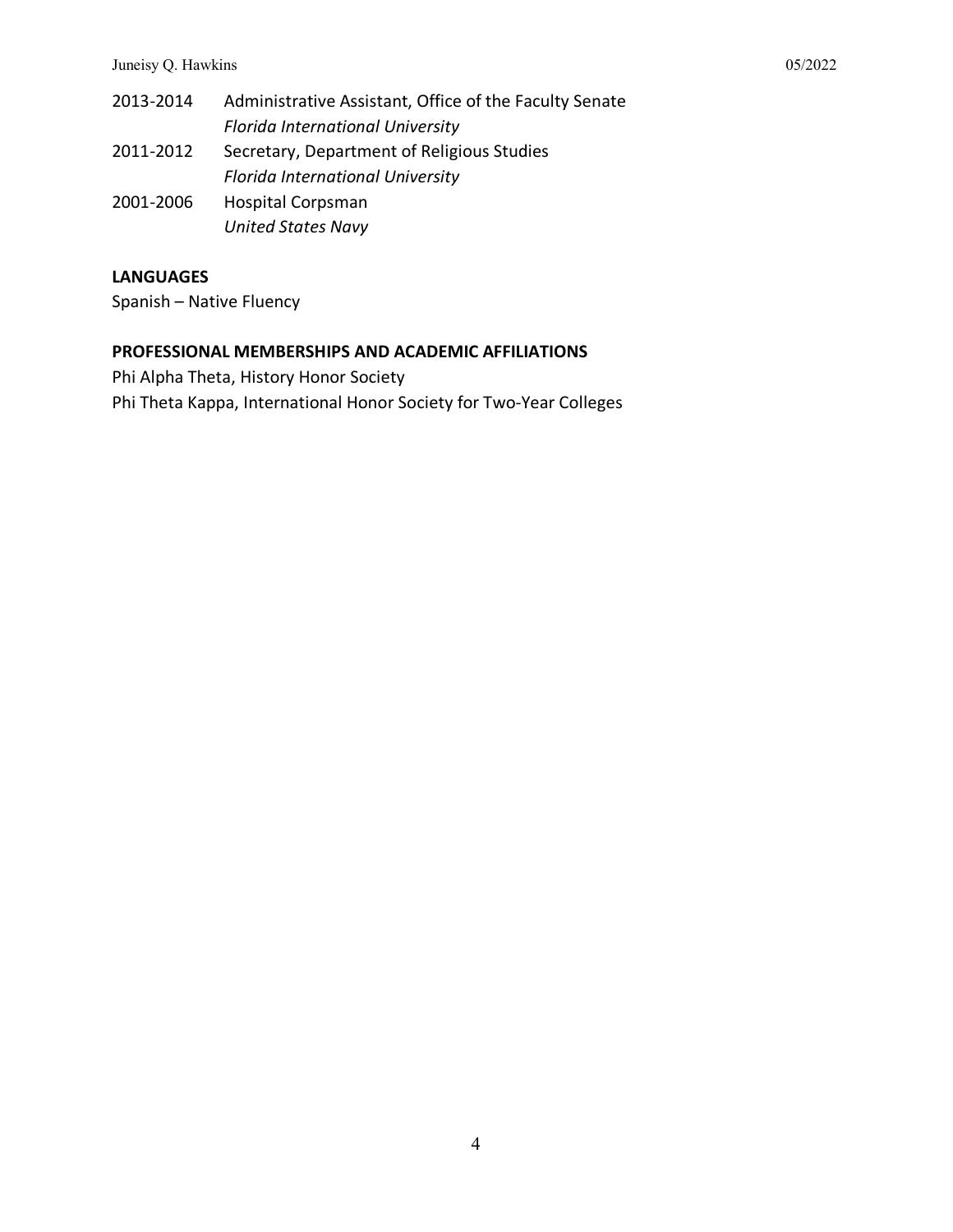2013-2014 Administrative Assistant, Office of the Faculty Senate
*Florida International University*

2011-2012 Secretary, Department of Religious Studies
*Florida International University*

2001-2006 Hospital Corpsman
*United States Navy*

**LANGUAGES**

Spanish – Native Fluency

**PROFESSIONAL MEMBERSHIPS AND ACADEMIC AFFILIATIONS**

Phi Alpha Theta, History Honor Society

Phi Theta Kappa, International Honor Society for Two-Year Colleges